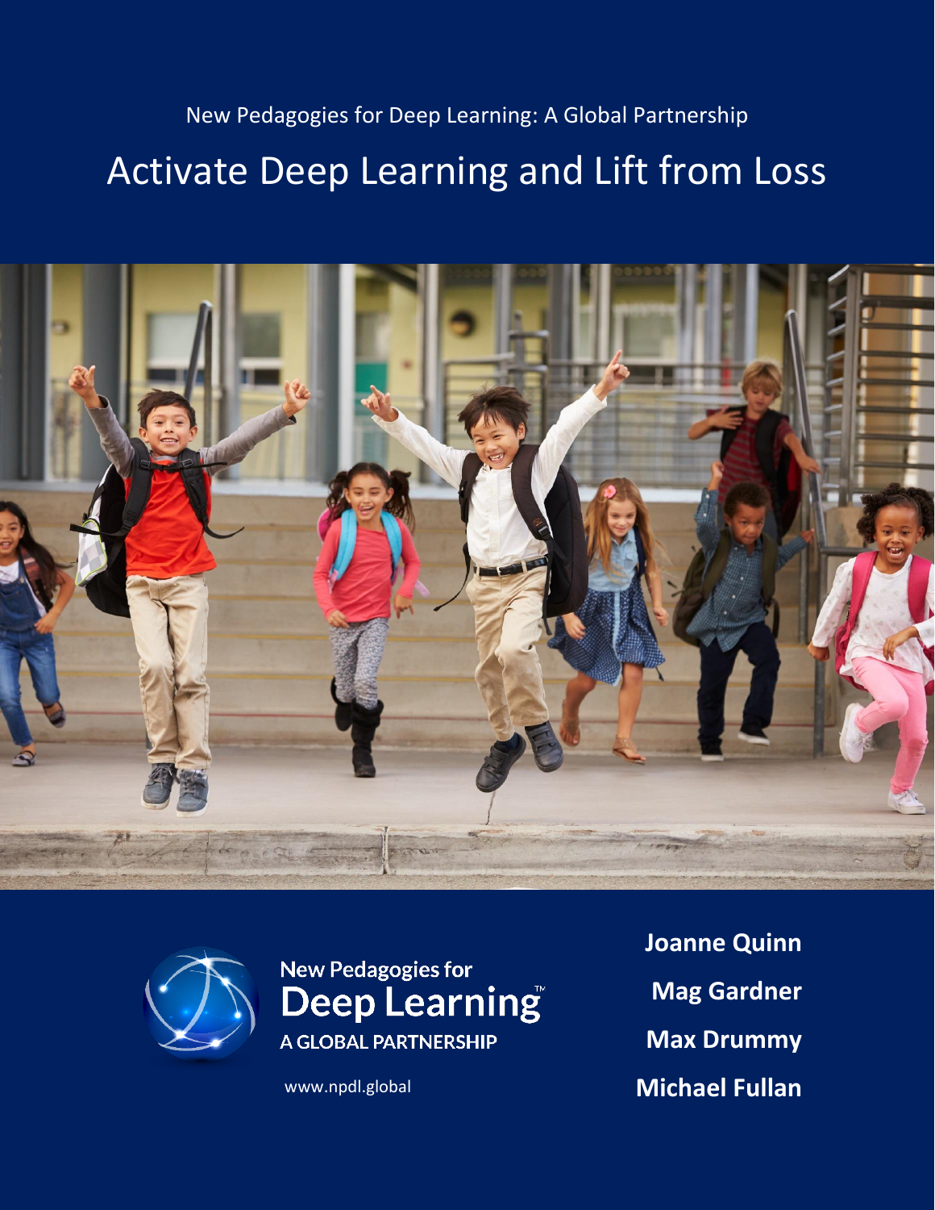New Pedagogies for Deep Learning: A Global Partnership

# Activate Deep Learning and Lift from Loss

New Pedagogies for Deep Learning™

A GLOBAL PARTNERSHIP

www.npdl.global

**Joanne Quinn**

**Mag Gardner**

**Max Drummy**

**Michael Fullan**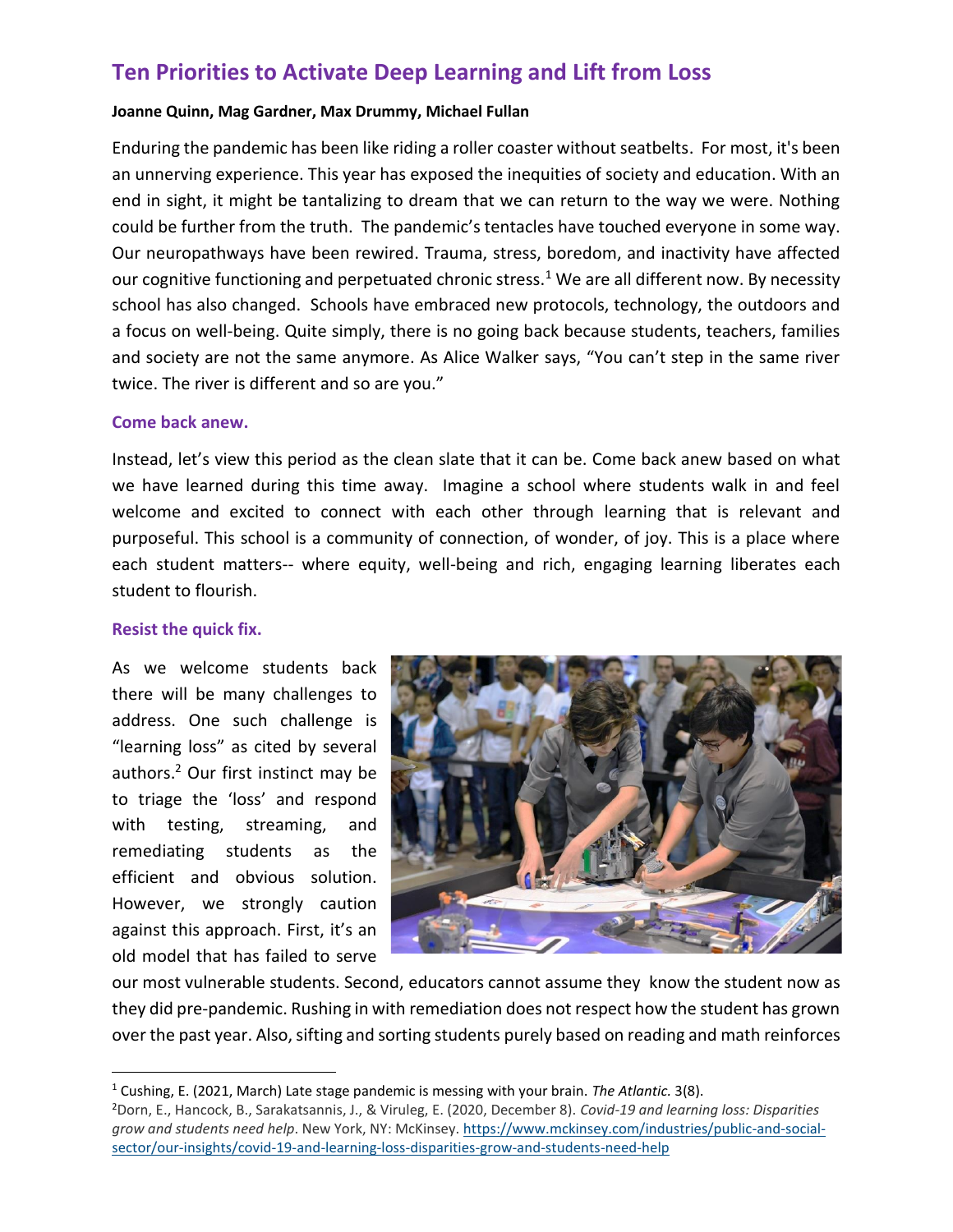# Ten Priorities to Activate Deep Learning and Lift from Loss

**Joanne Quinn, Mag Gardner, Max Drummy, Michael Fullan**

Enduring the pandemic has been like riding a roller coaster without seatbelts. For most, it's been an unnerving experience. This year has exposed the inequities of society and education. With an end in sight, it might be tantalizing to dream that we can return to the way we were. Nothing could be further from the truth. The pandemic's tentacles have touched everyone in some way. Our neuropathways have been rewired. Trauma, stress, boredom, and inactivity have affected our cognitive functioning and perpetuated chronic stress.[1] We are all different now. By necessity school has also changed. Schools have embraced new protocols, technology, the outdoors and a focus on well-being. Quite simply, there is no going back because students, teachers, families and society are not the same anymore. As Alice Walker says, "You can't step in the same river twice. The river is different and so are you."

## Come back anew.

Instead, let's view this period as the clean slate that it can be. Come back anew based on what we have learned during this time away. Imagine a school where students walk in and feel welcome and excited to connect with each other through learning that is relevant and purposeful. This school is a community of connection, of wonder, of joy. This is a place where each student matters-- where equity, well-being and rich, engaging learning liberates each student to flourish.

## Resist the quick fix.

As we welcome students back there will be many challenges to address. One such challenge is "learning loss" as cited by several authors.[2] Our first instinct may be to triage the 'loss' and respond with testing, streaming, and remediating students as the efficient and obvious solution. However, we strongly caution against this approach. First, it's an old model that has failed to serve our most vulnerable students. Second, educators cannot assume they know the student now as they did pre-pandemic. Rushing in with remediation does not respect how the student has grown over the past year. Also, sifting and sorting students purely based on reading and math reinforces

---

[1] Cushing, E. (2021, March) Late stage pandemic is messing with your brain. *The Atlantic.* 3(8).

[2] Dorn, E., Hancock, B., Sarakatsannis, J., & Viruleg, E. (2020, December 8). *Covid-19 and learning loss: Disparities grow and students need help*. New York, NY: McKinsey. https://www.mckinsey.com/industries/public-and-social-sector/our-insights/covid-19-and-learning-loss-disparities-grow-and-students-need-help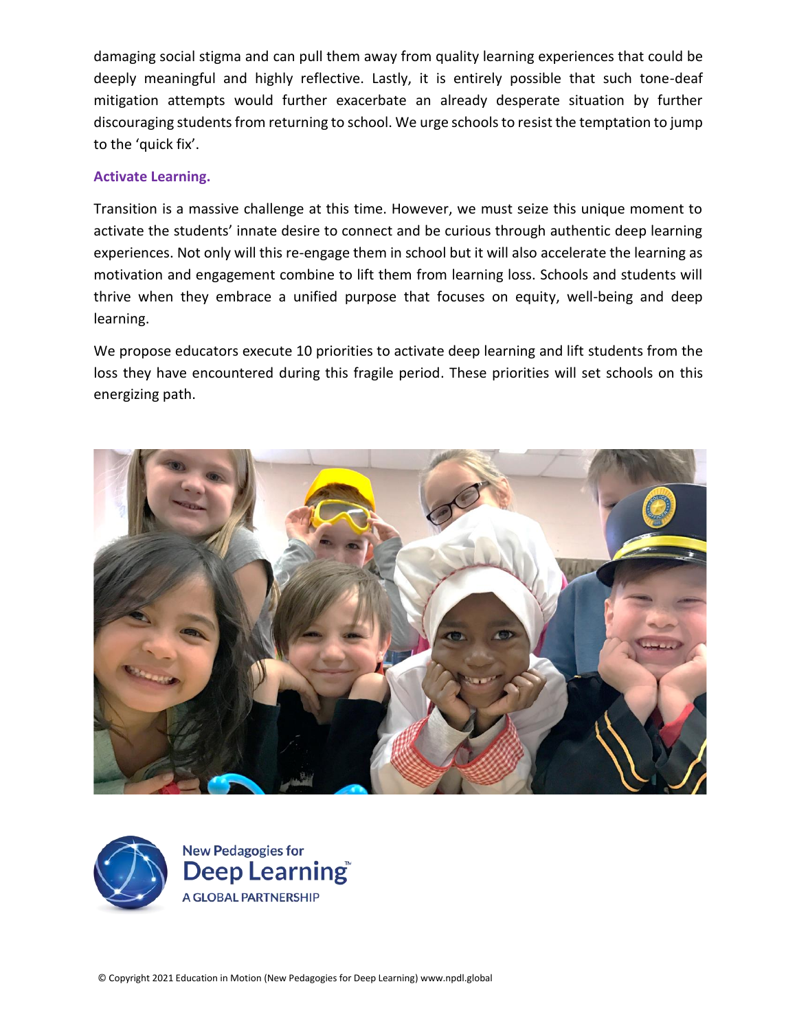damaging social stigma and can pull them away from quality learning experiences that could be deeply meaningful and highly reflective. Lastly, it is entirely possible that such tone-deaf mitigation attempts would further exacerbate an already desperate situation by further discouraging students from returning to school. We urge schools to resist the temptation to jump to the 'quick fix'.

### Activate Learning.

Transition is a massive challenge at this time. However, we must seize this unique moment to activate the students' innate desire to connect and be curious through authentic deep learning experiences. Not only will this re-engage them in school but it will also accelerate the learning as motivation and engagement combine to lift them from learning loss. Schools and students will thrive when they embrace a unified purpose that focuses on equity, well-being and deep learning.

We propose educators execute 10 priorities to activate deep learning and lift students from the loss they have encountered during this fragile period. These priorities will set schools on this energizing path.

New Pedagogies for Deep Learning™ A GLOBAL PARTNERSHIP

© Copyright 2021 Education in Motion (New Pedagogies for Deep Learning) www.npdl.global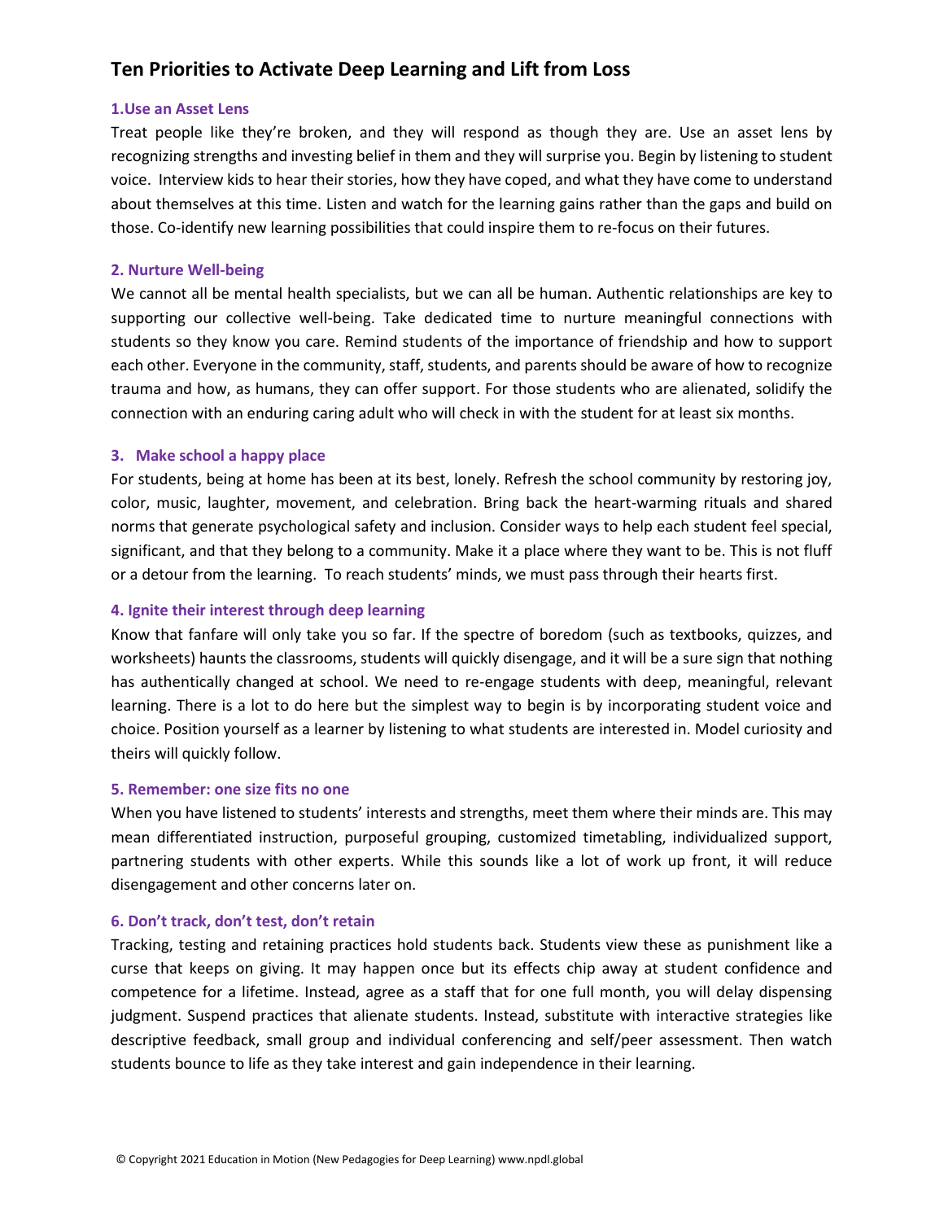## Ten Priorities to Activate Deep Learning and Lift from Loss

### 1.Use an Asset Lens

Treat people like they're broken, and they will respond as though they are. Use an asset lens by recognizing strengths and investing belief in them and they will surprise you. Begin by listening to student voice. Interview kids to hear their stories, how they have coped, and what they have come to understand about themselves at this time. Listen and watch for the learning gains rather than the gaps and build on those. Co-identify new learning possibilities that could inspire them to re-focus on their futures.

### 2. Nurture Well-being

We cannot all be mental health specialists, but we can all be human. Authentic relationships are key to supporting our collective well-being. Take dedicated time to nurture meaningful connections with students so they know you care. Remind students of the importance of friendship and how to support each other. Everyone in the community, staff, students, and parents should be aware of how to recognize trauma and how, as humans, they can offer support. For those students who are alienated, solidify the connection with an enduring caring adult who will check in with the student for at least six months.

### 3. Make school a happy place

For students, being at home has been at its best, lonely. Refresh the school community by restoring joy, color, music, laughter, movement, and celebration. Bring back the heart-warming rituals and shared norms that generate psychological safety and inclusion. Consider ways to help each student feel special, significant, and that they belong to a community. Make it a place where they want to be. This is not fluff or a detour from the learning. To reach students' minds, we must pass through their hearts first.

### 4. Ignite their interest through deep learning

Know that fanfare will only take you so far. If the spectre of boredom (such as textbooks, quizzes, and worksheets) haunts the classrooms, students will quickly disengage, and it will be a sure sign that nothing has authentically changed at school. We need to re-engage students with deep, meaningful, relevant learning. There is a lot to do here but the simplest way to begin is by incorporating student voice and choice. Position yourself as a learner by listening to what students are interested in. Model curiosity and theirs will quickly follow.

### 5. Remember: one size fits no one

When you have listened to students' interests and strengths, meet them where their minds are. This may mean differentiated instruction, purposeful grouping, customized timetabling, individualized support, partnering students with other experts. While this sounds like a lot of work up front, it will reduce disengagement and other concerns later on.

### 6. Don't track, don't test, don't retain

Tracking, testing and retaining practices hold students back. Students view these as punishment like a curse that keeps on giving. It may happen once but its effects chip away at student confidence and competence for a lifetime. Instead, agree as a staff that for one full month, you will delay dispensing judgment. Suspend practices that alienate students. Instead, substitute with interactive strategies like descriptive feedback, small group and individual conferencing and self/peer assessment. Then watch students bounce to life as they take interest and gain independence in their learning.

© Copyright 2021 Education in Motion (New Pedagogies for Deep Learning) www.npdl.global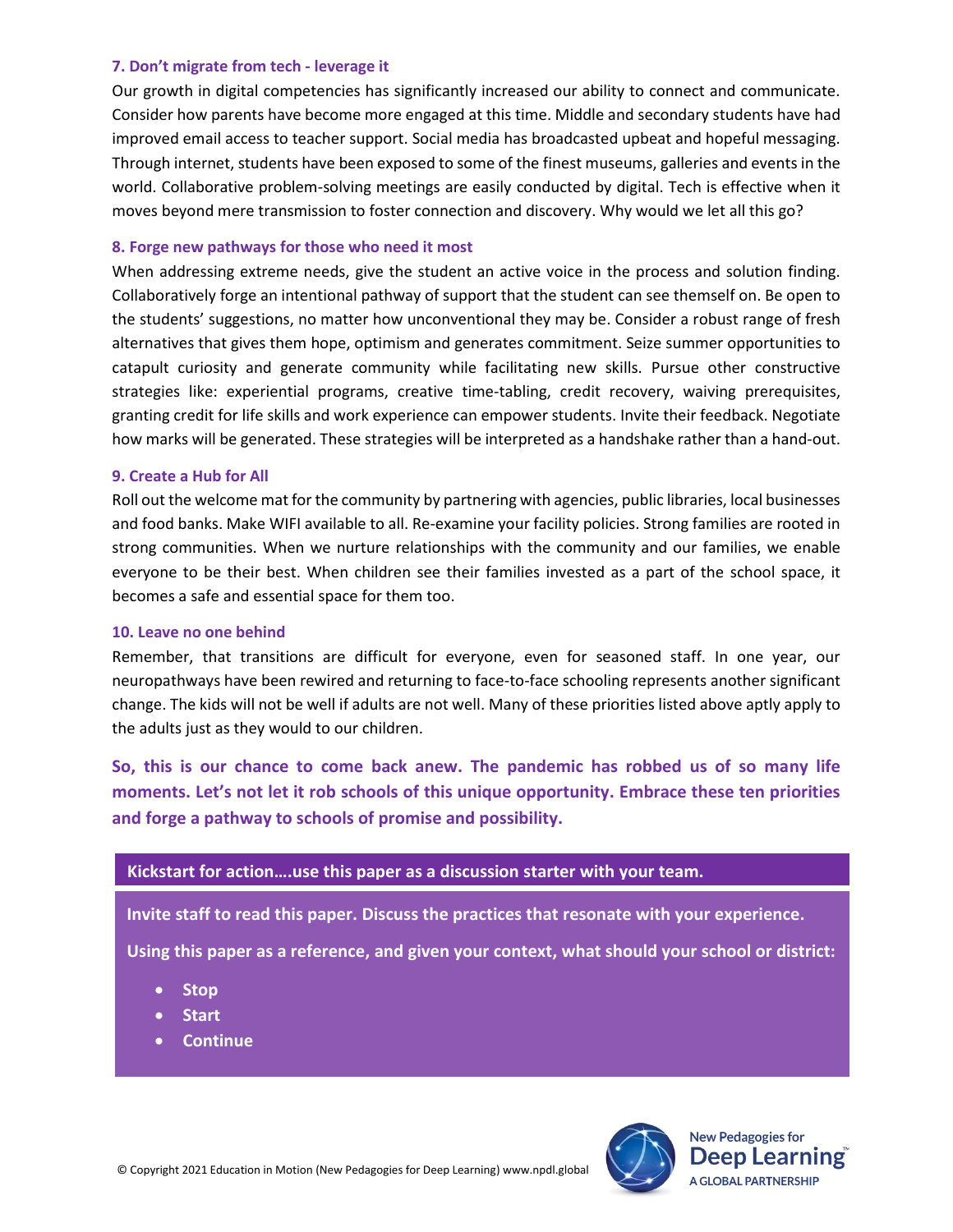### 7. Don't migrate from tech - leverage it

Our growth in digital competencies has significantly increased our ability to connect and communicate. Consider how parents have become more engaged at this time. Middle and secondary students have had improved email access to teacher support. Social media has broadcasted upbeat and hopeful messaging. Through internet, students have been exposed to some of the finest museums, galleries and events in the world. Collaborative problem-solving meetings are easily conducted by digital. Tech is effective when it moves beyond mere transmission to foster connection and discovery. Why would we let all this go?

### 8. Forge new pathways for those who need it most

When addressing extreme needs, give the student an active voice in the process and solution finding. Collaboratively forge an intentional pathway of support that the student can see themself on. Be open to the students' suggestions, no matter how unconventional they may be. Consider a robust range of fresh alternatives that gives them hope, optimism and generates commitment. Seize summer opportunities to catapult curiosity and generate community while facilitating new skills. Pursue other constructive strategies like: experiential programs, creative time-tabling, credit recovery, waiving prerequisites, granting credit for life skills and work experience can empower students. Invite their feedback. Negotiate how marks will be generated. These strategies will be interpreted as a handshake rather than a hand-out.

### 9. Create a Hub for All

Roll out the welcome mat for the community by partnering with agencies, public libraries, local businesses and food banks. Make WIFI available to all. Re-examine your facility policies. Strong families are rooted in strong communities. When we nurture relationships with the community and our families, we enable everyone to be their best. When children see their families invested as a part of the school space, it becomes a safe and essential space for them too.

### 10. Leave no one behind

Remember, that transitions are difficult for everyone, even for seasoned staff. In one year, our neuropathways have been rewired and returning to face-to-face schooling represents another significant change. The kids will not be well if adults are not well. Many of these priorities listed above aptly apply to the adults just as they would to our children.

**So, this is our chance to come back anew. The pandemic has robbed us of so many life moments. Let's not let it rob schools of this unique opportunity. Embrace these ten priorities and forge a pathway to schools of promise and possibility.**

**Kickstart for action….use this paper as a discussion starter with your team.**

**Invite staff to read this paper. Discuss the practices that resonate with your experience.**

**Using this paper as a reference, and given your context, what should your school or district:**

- **Stop**
- **Start**
- **Continue**

© Copyright 2021 Education in Motion (New Pedagogies for Deep Learning) www.npdl.global

New Pedagogies for Deep Learning™ A GLOBAL PARTNERSHIP